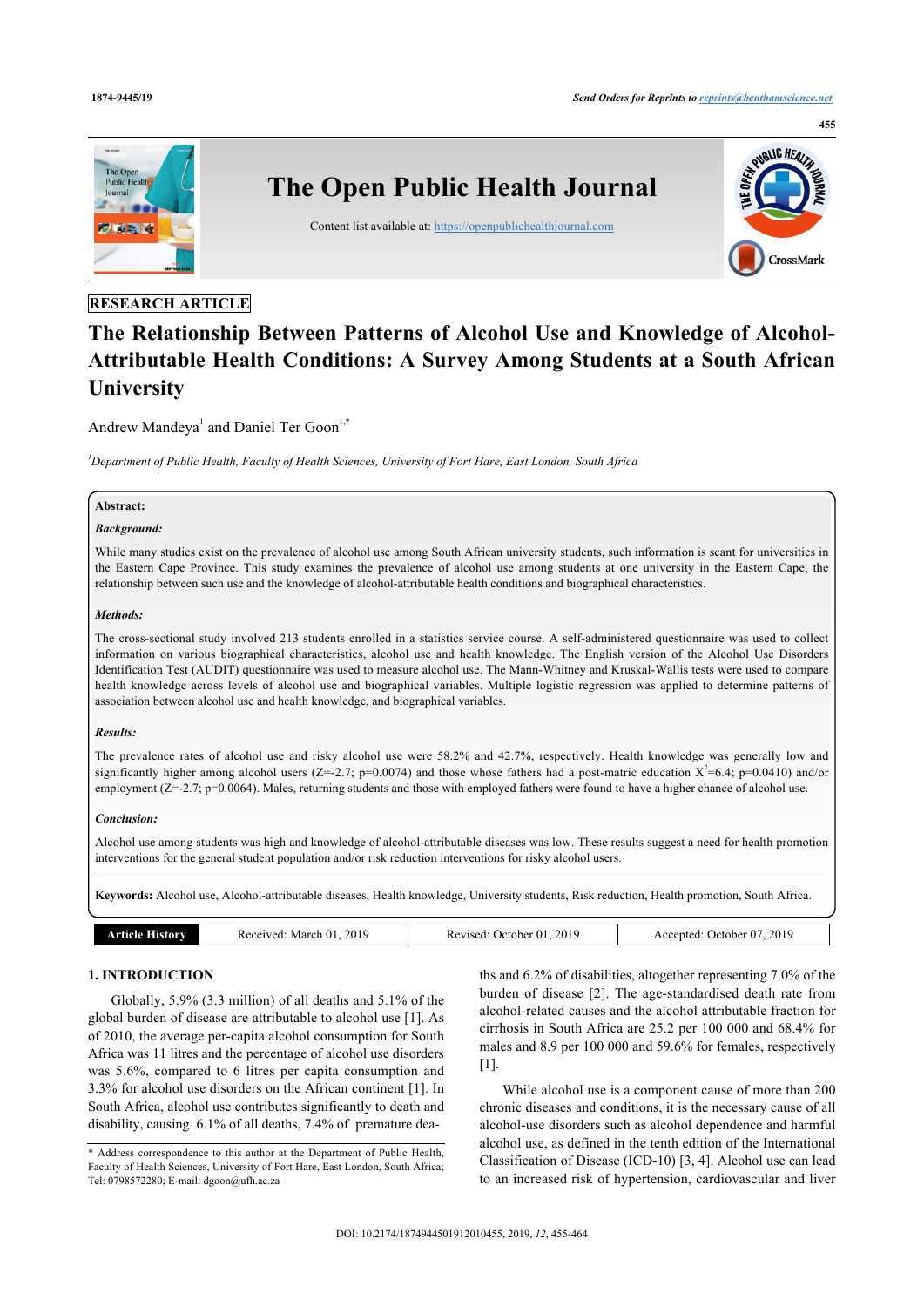RESEARCH ARTICLE

# The Relationship Between Patterns of Alcohol Use and Knowledge of Alcohol-Attributable Health Conditions: A Survey Among Students at a South African University

Andrew Mandeya[1] and Daniel Ter Goon[1,*]

[1]Department of Public Health, Faculty of Health Sciences, University of Fort Hare, East London, South Africa

**Abstract:**

***Background:***

While many studies exist on the prevalence of alcohol use among South African university students, such information is scant for universities in the Eastern Cape Province. This study examines the prevalence of alcohol use among students at one university in the Eastern Cape, the relationship between such use and the knowledge of alcohol-attributable health conditions and biographical characteristics.

***Methods:***

The cross-sectional study involved 213 students enrolled in a statistics service course. A self-administered questionnaire was used to collect information on various biographical characteristics, alcohol use and health knowledge. The English version of the Alcohol Use Disorders Identification Test (AUDIT) questionnaire was used to measure alcohol use. The Mann-Whitney and Kruskal-Wallis tests were used to compare health knowledge across levels of alcohol use and biographical variables. Multiple logistic regression was applied to determine patterns of association between alcohol use and health knowledge, and biographical variables.

***Results:***

The prevalence rates of alcohol use and risky alcohol use were 58.2% and 42.7%, respectively. Health knowledge was generally low and significantly higher among alcohol users ($Z=-2.7$; $p=0.0074$) and those whose fathers had a post-matric education $X^2=6.4$; $p=0.0410$) and/or employment ($Z=-2.7$; $p=0.0064$). Males, returning students and those with employed fathers were found to have a higher chance of alcohol use.

***Conclusion:***

Alcohol use among students was high and knowledge of alcohol-attributable diseases was low. These results suggest a need for health promotion interventions for the general student population and/or risk reduction interventions for risky alcohol users.

**Keywords:** Alcohol use, Alcohol-attributable diseases, Health knowledge, University students, Risk reduction, Health promotion, South Africa.

| Article History | Received: March 01, 2019 | Revised: October 01, 2019 | Accepted: October 07, 2019 |
|---|---|---|---|

## 1. INTRODUCTION

Globally, 5.9% (3.3 million) of all deaths and 5.1% of the global burden of disease are attributable to alcohol use [1]. As of 2010, the average per-capita alcohol consumption for South Africa was 11 litres and the percentage of alcohol use disorders was 5.6%, compared to 6 litres per capita consumption and 3.3% for alcohol use disorders on the African continent [1]. In South Africa, alcohol use contributes significantly to death and disability, causing 6.1% of all deaths, 7.4% of premature deaths and 6.2% of disabilities, altogether representing 7.0% of the burden of disease [2]. The age-standardised death rate from alcohol-related causes and the alcohol attributable fraction for cirrhosis in South Africa are 25.2 per 100 000 and 68.4% for males and 8.9 per 100 000 and 59.6% for females, respectively [1].

While alcohol use is a component cause of more than 200 chronic diseases and conditions, it is the necessary cause of all alcohol-use disorders such as alcohol dependence and harmful alcohol use, as defined in the tenth edition of the International Classification of Disease (ICD-10) [3, 4]. Alcohol use can lead to an increased risk of hypertension, cardiovascular and liver

\* Address correspondence to this author at the Department of Public Health, Faculty of Health Sciences, University of Fort Hare, East London, South Africa; Tel: 0798572280; E-mail: dgoon@ufh.ac.za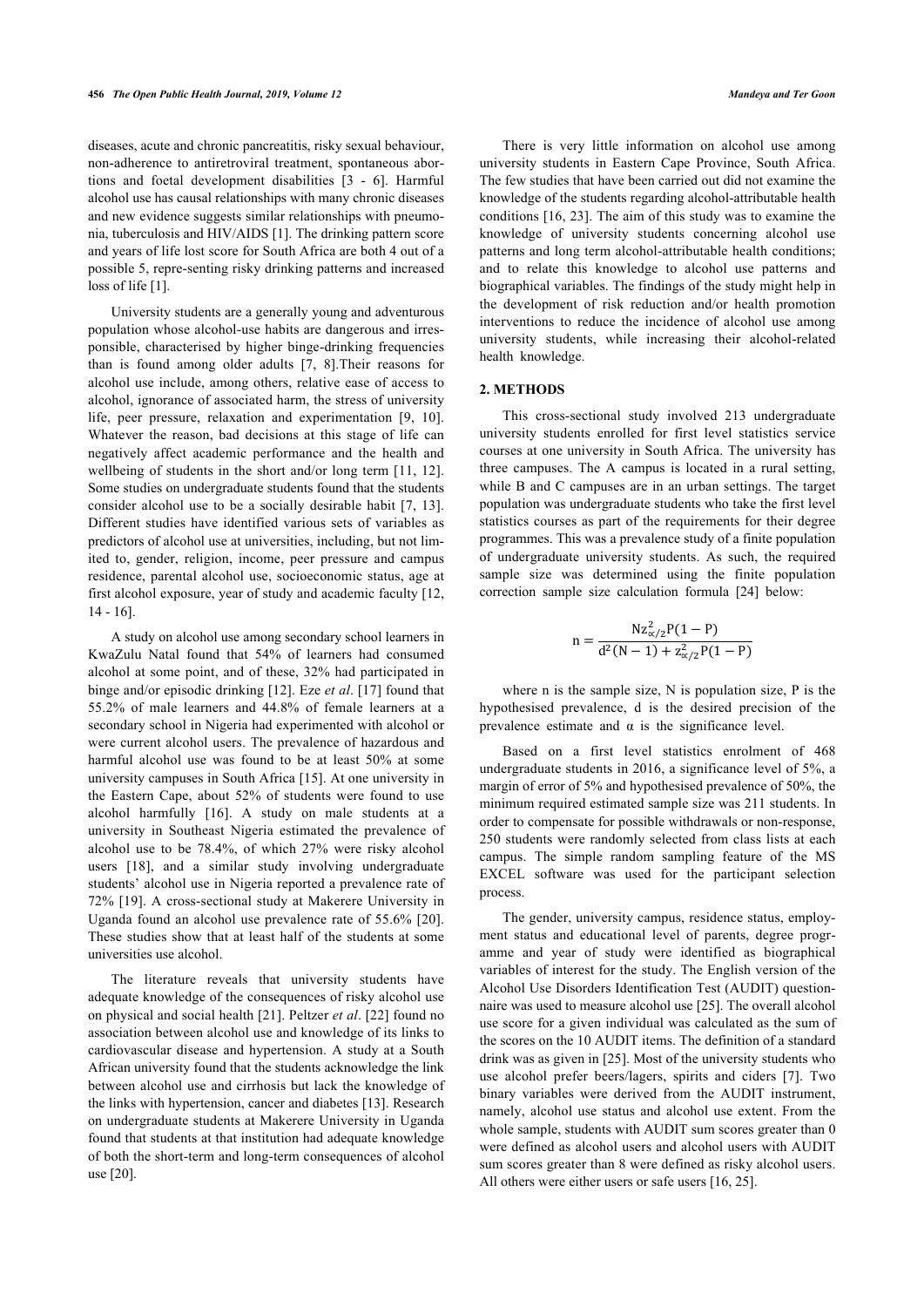diseases, acute and chronic pancreatitis, risky sexual behaviour, non-adherence to antiretroviral treatment, spontaneous abortions and foetal development disabilities [3 - 6]. Harmful alcohol use has causal relationships with many chronic diseases and new evidence suggests similar relationships with pneumonia, tuberculosis and HIV/AIDS [1]. The drinking pattern score and years of life lost score for South Africa are both 4 out of a possible 5, repre-senting risky drinking patterns and increased loss of life [1].

University students are a generally young and adventurous population whose alcohol-use habits are dangerous and irresponsible, characterised by higher binge-drinking frequencies than is found among older adults [7, 8].Their reasons for alcohol use include, among others, relative ease of access to alcohol, ignorance of associated harm, the stress of university life, peer pressure, relaxation and experimentation [9, 10]. Whatever the reason, bad decisions at this stage of life can negatively affect academic performance and the health and wellbeing of students in the short and/or long term [11, 12]. Some studies on undergraduate students found that the students consider alcohol use to be a socially desirable habit [7, 13]. Different studies have identified various sets of variables as predictors of alcohol use at universities, including, but not limited to, gender, religion, income, peer pressure and campus residence, parental alcohol use, socioeconomic status, age at first alcohol exposure, year of study and academic faculty [12, 14 - 16].

A study on alcohol use among secondary school learners in KwaZulu Natal found that 54% of learners had consumed alcohol at some point, and of these, 32% had participated in binge and/or episodic drinking [12]. Eze *et al*. [17] found that 55.2% of male learners and 44.8% of female learners at a secondary school in Nigeria had experimented with alcohol or were current alcohol users. The prevalence of hazardous and harmful alcohol use was found to be at least 50% at some university campuses in South Africa [15]. At one university in the Eastern Cape, about 52% of students were found to use alcohol harmfully [16]. A study on male students at a university in Southeast Nigeria estimated the prevalence of alcohol use to be 78.4%, of which 27% were risky alcohol users [18], and a similar study involving undergraduate students' alcohol use in Nigeria reported a prevalence rate of 72% [19]. A cross-sectional study at Makerere University in Uganda found an alcohol use prevalence rate of 55.6% [20]. These studies show that at least half of the students at some universities use alcohol.

The literature reveals that university students have adequate knowledge of the consequences of risky alcohol use on physical and social health [21]. Peltzer *et al*. [22] found no association between alcohol use and knowledge of its links to cardiovascular disease and hypertension. A study at a South African university found that the students acknowledge the link between alcohol use and cirrhosis but lack the knowledge of the links with hypertension, cancer and diabetes [13]. Research on undergraduate students at Makerere University in Uganda found that students at that institution had adequate knowledge of both the short-term and long-term consequences of alcohol use [20].

There is very little information on alcohol use among university students in Eastern Cape Province, South Africa. The few studies that have been carried out did not examine the knowledge of the students regarding alcohol-attributable health conditions [16, 23]. The aim of this study was to examine the knowledge of university students concerning alcohol use patterns and long term alcohol-attributable health conditions; and to relate this knowledge to alcohol use patterns and biographical variables. The findings of the study might help in the development of risk reduction and/or health promotion interventions to reduce the incidence of alcohol use among university students, while increasing their alcohol-related health knowledge.

## 2. METHODS

This cross-sectional study involved 213 undergraduate university students enrolled for first level statistics service courses at one university in South Africa. The university has three campuses. The A campus is located in a rural setting, while B and C campuses are in an urban settings. The target population was undergraduate students who take the first level statistics courses as part of the requirements for their degree programmes. This was a prevalence study of a finite population of undergraduate university students. As such, the required sample size was determined using the finite population correction sample size calculation formula [24] below:

$$n = \frac{Nz^2_{\alpha/2}P(1-P)}{d^2(N-1) + z^2_{\alpha/2}P(1-P)}$$

where n is the sample size, N is population size, P is the hypothesised prevalence, d is the desired precision of the prevalence estimate and α is the significance level.

Based on a first level statistics enrolment of 468 undergraduate students in 2016, a significance level of 5%, a margin of error of 5% and hypothesised prevalence of 50%, the minimum required estimated sample size was 211 students. In order to compensate for possible withdrawals or non-response, 250 students were randomly selected from class lists at each campus. The simple random sampling feature of the MS EXCEL software was used for the participant selection process.

The gender, university campus, residence status, employment status and educational level of parents, degree programme and year of study were identified as biographical variables of interest for the study. The English version of the Alcohol Use Disorders Identification Test (AUDIT) questionnaire was used to measure alcohol use [25]. The overall alcohol use score for a given individual was calculated as the sum of the scores on the 10 AUDIT items. The definition of a standard drink was as given in [25]. Most of the university students who use alcohol prefer beers/lagers, spirits and ciders [7]. Two binary variables were derived from the AUDIT instrument, namely, alcohol use status and alcohol use extent. From the whole sample, students with AUDIT sum scores greater than 0 were defined as alcohol users and alcohol users with AUDIT sum scores greater than 8 were defined as risky alcohol users. All others were either users or safe users [16, 25].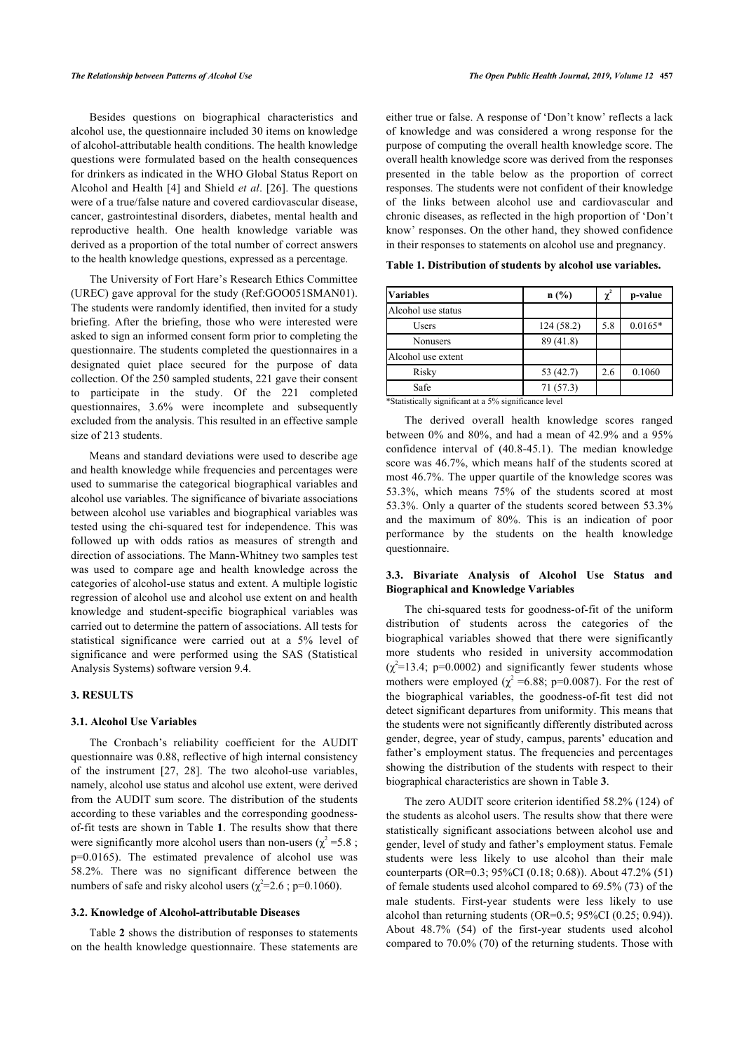Besides questions on biographical characteristics and alcohol use, the questionnaire included 30 items on knowledge of alcohol-attributable health conditions. The health knowledge questions were formulated based on the health consequences for drinkers as indicated in the WHO Global Status Report on Alcohol and Health [4] and Shield *et al*. [26]. The questions were of a true/false nature and covered cardiovascular disease, cancer, gastrointestinal disorders, diabetes, mental health and reproductive health. One health knowledge variable was derived as a proportion of the total number of correct answers to the health knowledge questions, expressed as a percentage.

The University of Fort Hare's Research Ethics Committee (UREC) gave approval for the study (Ref:GOO051SMAN01). The students were randomly identified, then invited for a study briefing. After the briefing, those who were interested were asked to sign an informed consent form prior to completing the questionnaire. The students completed the questionnaires in a designated quiet place secured for the purpose of data collection. Of the 250 sampled students, 221 gave their consent to participate in the study. Of the 221 completed questionnaires, 3.6% were incomplete and subsequently excluded from the analysis. This resulted in an effective sample size of 213 students.

Means and standard deviations were used to describe age and health knowledge while frequencies and percentages were used to summarise the categorical biographical variables and alcohol use variables. The significance of bivariate associations between alcohol use variables and biographical variables was tested using the chi-squared test for independence. This was followed up with odds ratios as measures of strength and direction of associations. The Mann-Whitney two samples test was used to compare age and health knowledge across the categories of alcohol-use status and extent. A multiple logistic regression of alcohol use and alcohol use extent on and health knowledge and student-specific biographical variables was carried out to determine the pattern of associations. All tests for statistical significance were carried out at a 5% level of significance and were performed using the SAS (Statistical Analysis Systems) software version 9.4.

## 3. RESULTS

### 3.1. Alcohol Use Variables

The Cronbach's reliability coefficient for the AUDIT questionnaire was 0.88, reflective of high internal consistency of the instrument [27, 28]. The two alcohol-use variables, namely, alcohol use status and alcohol use extent, were derived from the AUDIT sum score. The distribution of the students according to these variables and the corresponding goodness-of-fit tests are shown in Table **1**. The results show that there were significantly more alcohol users than non-users ($\chi^2$ =5.8 ; p=0.0165). The estimated prevalence of alcohol use was 58.2%. There was no significant difference between the numbers of safe and risky alcohol users ($\chi^2$=2.6 ; p=0.1060).

### 3.2. Knowledge of Alcohol-attributable Diseases

Table **2** shows the distribution of responses to statements on the health knowledge questionnaire. These statements are either true or false. A response of 'Don't know' reflects a lack of knowledge and was considered a wrong response for the purpose of computing the overall health knowledge score. The overall health knowledge score was derived from the responses presented in the table below as the proportion of correct responses. The students were not confident of their knowledge of the links between alcohol use and cardiovascular and chronic diseases, as reflected in the high proportion of 'Don't know' responses. On the other hand, they showed confidence in their responses to statements on alcohol use and pregnancy.

**Table 1. Distribution of students by alcohol use variables.**

| Variables | n (%) | $\chi^2$ | p-value |
|---|---|---|---|
| Alcohol use status | | | |
| Users | 124 (58.2) | 5.8 | 0.0165* |
| Nonusers | 89 (41.8) | | |
| Alcohol use extent | | | |
| Risky | 53 (42.7) | 2.6 | 0.1060 |
| Safe | 71 (57.3) | | |

*Statistically significant at a 5% significance level

The derived overall health knowledge scores ranged between 0% and 80%, and had a mean of 42.9% and a 95% confidence interval of (40.8-45.1). The median knowledge score was 46.7%, which means half of the students scored at most 46.7%. The upper quartile of the knowledge scores was 53.3%, which means 75% of the students scored at most 53.3%. Only a quarter of the students scored between 53.3% and the maximum of 80%. This is an indication of poor performance by the students on the health knowledge questionnaire.

### 3.3. Bivariate Analysis of Alcohol Use Status and Biographical and Knowledge Variables

The chi-squared tests for goodness-of-fit of the uniform distribution of students across the categories of the biographical variables showed that there were significantly more students who resided in university accommodation ($\chi^2$=13.4; p=0.0002) and significantly fewer students whose mothers were employed ($\chi^2$ =6.88; p=0.0087). For the rest of the biographical variables, the goodness-of-fit test did not detect significant departures from uniformity. This means that the students were not significantly differently distributed across gender, degree, year of study, campus, parents' education and father's employment status. The frequencies and percentages showing the distribution of the students with respect to their biographical characteristics are shown in Table **3**.

The zero AUDIT score criterion identified 58.2% (124) of the students as alcohol users. The results show that there were statistically significant associations between alcohol use and gender, level of study and father's employment status. Female students were less likely to use alcohol than their male counterparts (OR=0.3; 95%CI (0.18; 0.68)). About 47.2% (51) of female students used alcohol compared to 69.5% (73) of the male students. First-year students were less likely to use alcohol than returning students (OR=0.5; 95%CI (0.25; 0.94)). About 48.7% (54) of the first-year students used alcohol compared to 70.0% (70) of the returning students. Those with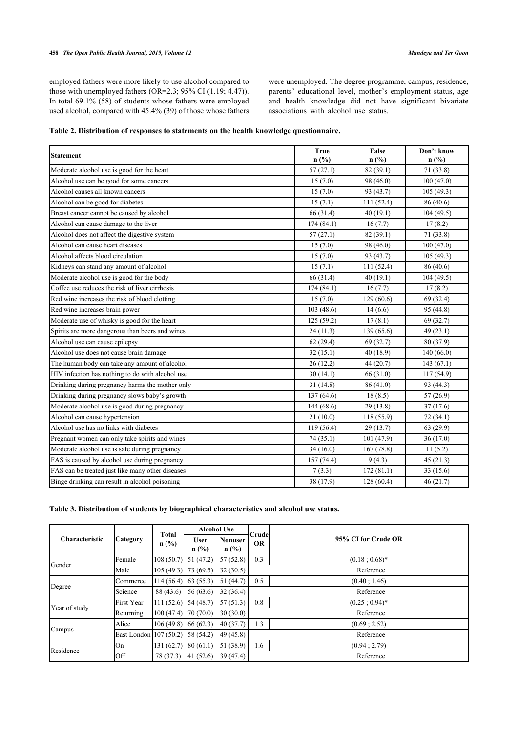employed fathers were more likely to use alcohol compared to those with unemployed fathers (OR=2.3; 95% CI (1.19; 4.47)). In total 69.1% (58) of students whose fathers were employed used alcohol, compared with 45.4% (39) of those whose fathers were unemployed. The degree programme, campus, residence, parents' educational level, mother's employment status, age and health knowledge did not have significant bivariate associations with alcohol use status.

**Table 2. Distribution of responses to statements on the health knowledge questionnaire.**

| Statement | True n (%) | False n (%) | Don't know n (%) |
|---|---|---|---|
| Moderate alcohol use is good for the heart | 57 (27.1) | 82 (39.1) | 71 (33.8) |
| Alcohol use can be good for some cancers | 15 (7.0) | 98 (46.0) | 100 (47.0) |
| Alcohol causes all known cancers | 15 (7.0) | 93 (43.7) | 105 (49.3) |
| Alcohol can be good for diabetes | 15 (7.1) | 111 (52.4) | 86 (40.6) |
| Breast cancer cannot be caused by alcohol | 66 (31.4) | 40 (19.1) | 104 (49.5) |
| Alcohol can cause damage to the liver | 174 (84.1) | 16 (7.7) | 17 (8.2) |
| Alcohol does not affect the digestive system | 57 (27.1) | 82 (39.1) | 71 (33.8) |
| Alcohol can cause heart diseases | 15 (7.0) | 98 (46.0) | 100 (47.0) |
| Alcohol affects blood circulation | 15 (7.0) | 93 (43.7) | 105 (49.3) |
| Kidneys can stand any amount of alcohol | 15 (7.1) | 111 (52.4) | 86 (40.6) |
| Moderate alcohol use is good for the body | 66 (31.4) | 40 (19.1) | 104 (49.5) |
| Coffee use reduces the risk of liver cirrhosis | 174 (84.1) | 16 (7.7) | 17 (8.2) |
| Red wine increases the risk of blood clotting | 15 (7.0) | 129 (60.6) | 69 (32.4) |
| Red wine increases brain power | 103 (48.6) | 14 (6.6) | 95 (44.8) |
| Moderate use of whisky is good for the heart | 125 (59.2) | 17 (8.1) | 69 (32.7) |
| Spirits are more dangerous than beers and wines | 24 (11.3) | 139 (65.6) | 49 (23.1) |
| Alcohol use can cause epilepsy | 62 (29.4) | 69 (32.7) | 80 (37.9) |
| Alcohol use does not cause brain damage | 32 (15.1) | 40 (18.9) | 140 (66.0) |
| The human body can take any amount of alcohol | 26 (12.2) | 44 (20.7) | 143 (67.1) |
| HIV infection has nothing to do with alcohol use | 30 (14.1) | 66 (31.0) | 117 (54.9) |
| Drinking during pregnancy harms the mother only | 31 (14.8) | 86 (41.0) | 93 (44.3) |
| Drinking during pregnancy slows baby's growth | 137 (64.6) | 18 (8.5) | 57 (26.9) |
| Moderate alcohol use is good during pregnancy | 144 (68.6) | 29 (13.8) | 37 (17.6) |
| Alcohol can cause hypertension | 21 (10.0) | 118 (55.9) | 72 (34.1) |
| Alcohol use has no links with diabetes | 119 (56.4) | 29 (13.7) | 63 (29.9) |
| Pregnant women can only take spirits and wines | 74 (35.1) | 101 (47.9) | 36 (17.0) |
| Moderate alcohol use is safe during pregnancy | 34 (16.0) | 167 (78.8) | 11 (5.2) |
| FAS is caused by alcohol use during pregnancy | 157 (74.4) | 9 (4.3) | 45 (21.3) |
| FAS can be treated just like many other diseases | 7 (3.3) | 172 (81.1) | 33 (15.6) |
| Binge drinking can result in alcohol poisoning | 38 (17.9) | 128 (60.4) | 46 (21.7) |

**Table 3. Distribution of students by biographical characteristics and alcohol use status.**

| Characteristic | Category | Total n (%) | Alcohol Use | | Crude OR | 95% CI for Crude OR |
|---|---|---|---|---|---|---|
| | | | User n (%) | Nonuser n (%) | | |
| Gender | Female | 108 (50.7) | 51 (47.2) | 57 (52.8) | 0.3 | (0.18 ; 0.68)* |
| | Male | 105 (49.3) | 73 (69.5) | 32 (30.5) | | Reference |
| Degree | Commerce | 114 (56.4) | 63 (55.3) | 51 (44.7) | 0.5 | (0.40 ; 1.46) |
| | Science | 88 (43.6) | 56 (63.6) | 32 (36.4) | | Reference |
| Year of study | First Year | 111 (52.6) | 54 (48.7) | 57 (51.3) | 0.8 | (0.25 ; 0.94)* |
| | Returning | 100 (47.4) | 70 (70.0) | 30 (30.0) | | Reference |
| Campus | Alice | 106 (49.8) | 66 (62.3) | 40 (37.7) | 1.3 | (0.69 ; 2.52) |
| | East London | 107 (50.2) | 58 (54.2) | 49 (45.8) | | Reference |
| Residence | On | 131 (62.7) | 80 (61.1) | 51 (38.9) | 1.6 | (0.94 ; 2.79) |
| | Off | 78 (37.3) | 41 (52.6) | 39 (47.4) | | Reference |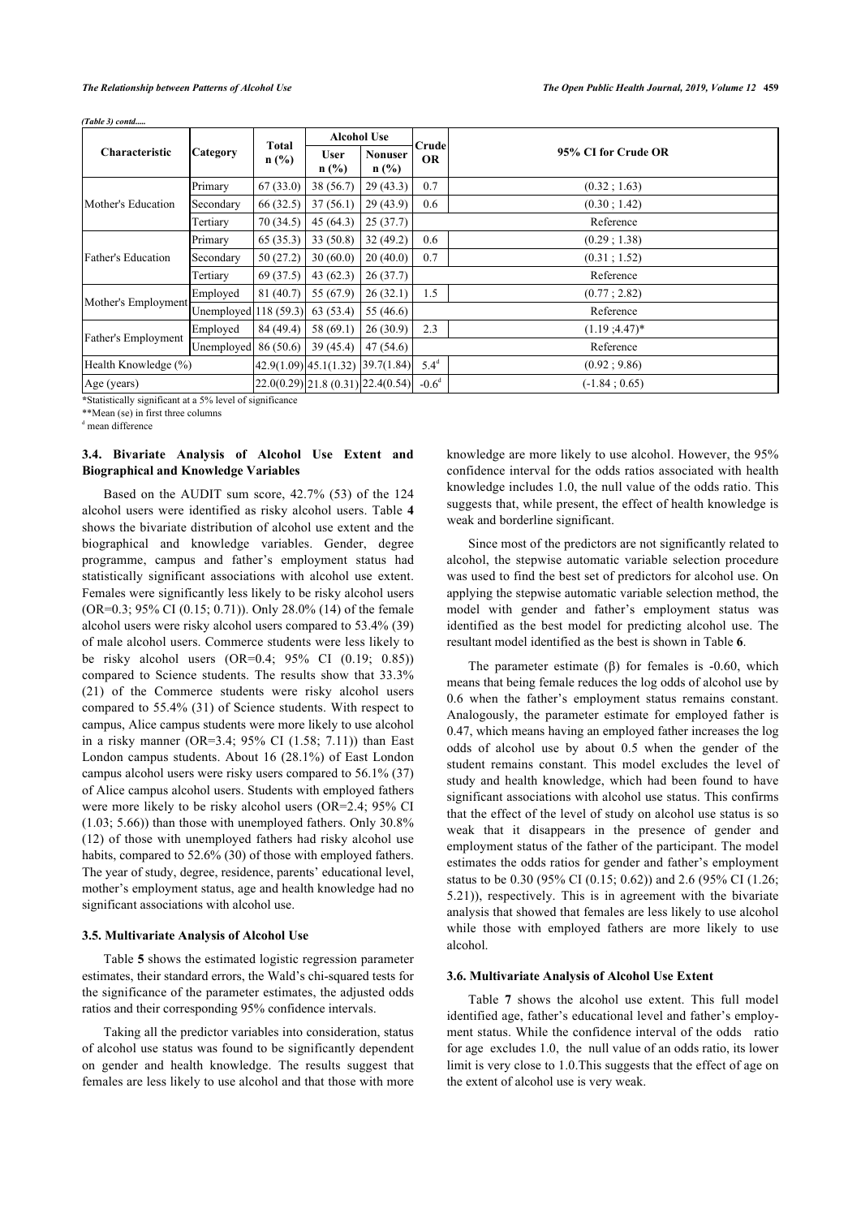*(Table 3) contd.....*

| Characteristic | Category | Total n (%) | Alcohol Use | | Crude OR | 95% CI for Crude OR |
|---|---|---|---|---|---|---|
| | | | User n (%) | Nonuser n (%) | | |
| Mother's Education | Primary | 67 (33.0) | 38 (56.7) | 29 (43.3) | 0.7 | (0.32 ; 1.63) |
| | Secondary | 66 (32.5) | 37 (56.1) | 29 (43.9) | 0.6 | (0.30 ; 1.42) |
| | Tertiary | 70 (34.5) | 45 (64.3) | 25 (37.7) | | Reference |
| Father's Education | Primary | 65 (35.3) | 33 (50.8) | 32 (49.2) | 0.6 | (0.29 ; 1.38) |
| | Secondary | 50 (27.2) | 30 (60.0) | 20 (40.0) | 0.7 | (0.31 ; 1.52) |
| | Tertiary | 69 (37.5) | 43 (62.3) | 26 (37.7) | | Reference |
| Mother's Employment | Employed | 81 (40.7) | 55 (67.9) | 26 (32.1) | 1.5 | (0.77 ; 2.82) |
| | Unemployed | 118 (59.3) | 63 (53.4) | 55 (46.6) | | Reference |
| Father's Employment | Employed | 84 (49.4) | 58 (69.1) | 26 (30.9) | 2.3 | (1.19 ;4.47)* |
| | Unemployed | 86 (50.6) | 39 (45.4) | 47 (54.6) | | Reference |
| Health Knowledge (%) | | 42.9(1.09) | 45.1(1.32) | 39.7(1.84) | 5.4[d] | (0.92 ; 9.86) |
| Age (years) | | 22.0(0.29) | 21.8 (0.31) | 22.4(0.54) | -0.6[d] | (-1.84 ; 0.65) |

*Statistically significant at a 5% level of significance

**Mean (se) in first three columns

[d] mean difference

### 3.4. Bivariate Analysis of Alcohol Use Extent and Biographical and Knowledge Variables

Based on the AUDIT sum score, 42.7% (53) of the 124 alcohol users were identified as risky alcohol users. Table **4** shows the bivariate distribution of alcohol use extent and the biographical and knowledge variables. Gender, degree programme, campus and father's employment status had statistically significant associations with alcohol use extent. Females were significantly less likely to be risky alcohol users (OR=0.3; 95% CI (0.15; 0.71)). Only 28.0% (14) of the female alcohol users were risky alcohol users compared to 53.4% (39) of male alcohol users. Commerce students were less likely to be risky alcohol users (OR=0.4; 95% CI (0.19; 0.85)) compared to Science students. The results show that 33.3% (21) of the Commerce students were risky alcohol users compared to 55.4% (31) of Science students. With respect to campus, Alice campus students were more likely to use alcohol in a risky manner (OR=3.4; 95% CI (1.58; 7.11)) than East London campus students. About 16 (28.1%) of East London campus alcohol users were risky users compared to 56.1% (37) of Alice campus alcohol users. Students with employed fathers were more likely to be risky alcohol users (OR=2.4; 95% CI (1.03; 5.66)) than those with unemployed fathers. Only 30.8% (12) of those with unemployed fathers had risky alcohol use habits, compared to 52.6% (30) of those with employed fathers. The year of study, degree, residence, parents' educational level, mother's employment status, age and health knowledge had no significant associations with alcohol use.

### 3.5. Multivariate Analysis of Alcohol Use

Table **5** shows the estimated logistic regression parameter estimates, their standard errors, the Wald's chi-squared tests for the significance of the parameter estimates, the adjusted odds ratios and their corresponding 95% confidence intervals.

Taking all the predictor variables into consideration, status of alcohol use status was found to be significantly dependent on gender and health knowledge. The results suggest that females are less likely to use alcohol and that those with more knowledge are more likely to use alcohol. However, the 95% confidence interval for the odds ratios associated with health knowledge includes 1.0, the null value of the odds ratio. This suggests that, while present, the effect of health knowledge is weak and borderline significant.

Since most of the predictors are not significantly related to alcohol, the stepwise automatic variable selection procedure was used to find the best set of predictors for alcohol use. On applying the stepwise automatic variable selection method, the model with gender and father's employment status was identified as the best model for predicting alcohol use. The resultant model identified as the best is shown in Table **6**.

The parameter estimate (β) for females is -0.60, which means that being female reduces the log odds of alcohol use by 0.6 when the father's employment status remains constant. Analogously, the parameter estimate for employed father is 0.47, which means having an employed father increases the log odds of alcohol use by about 0.5 when the gender of the student remains constant. This model excludes the level of study and health knowledge, which had been found to have significant associations with alcohol use status. This confirms that the effect of the level of study on alcohol use status is so weak that it disappears in the presence of gender and employment status of the father of the participant. The model estimates the odds ratios for gender and father's employment status to be 0.30 (95% CI (0.15; 0.62)) and 2.6 (95% CI (1.26; 5.21)), respectively. This is in agreement with the bivariate analysis that showed that females are less likely to use alcohol while those with employed fathers are more likely to use alcohol.

### 3.6. Multivariate Analysis of Alcohol Use Extent

Table **7** shows the alcohol use extent. This full model identified age, father's educational level and father's employment status. While the confidence interval of the odds ratio for age excludes 1.0, the null value of an odds ratio, its lower limit is very close to 1.0.This suggests that the effect of age on the extent of alcohol use is very weak.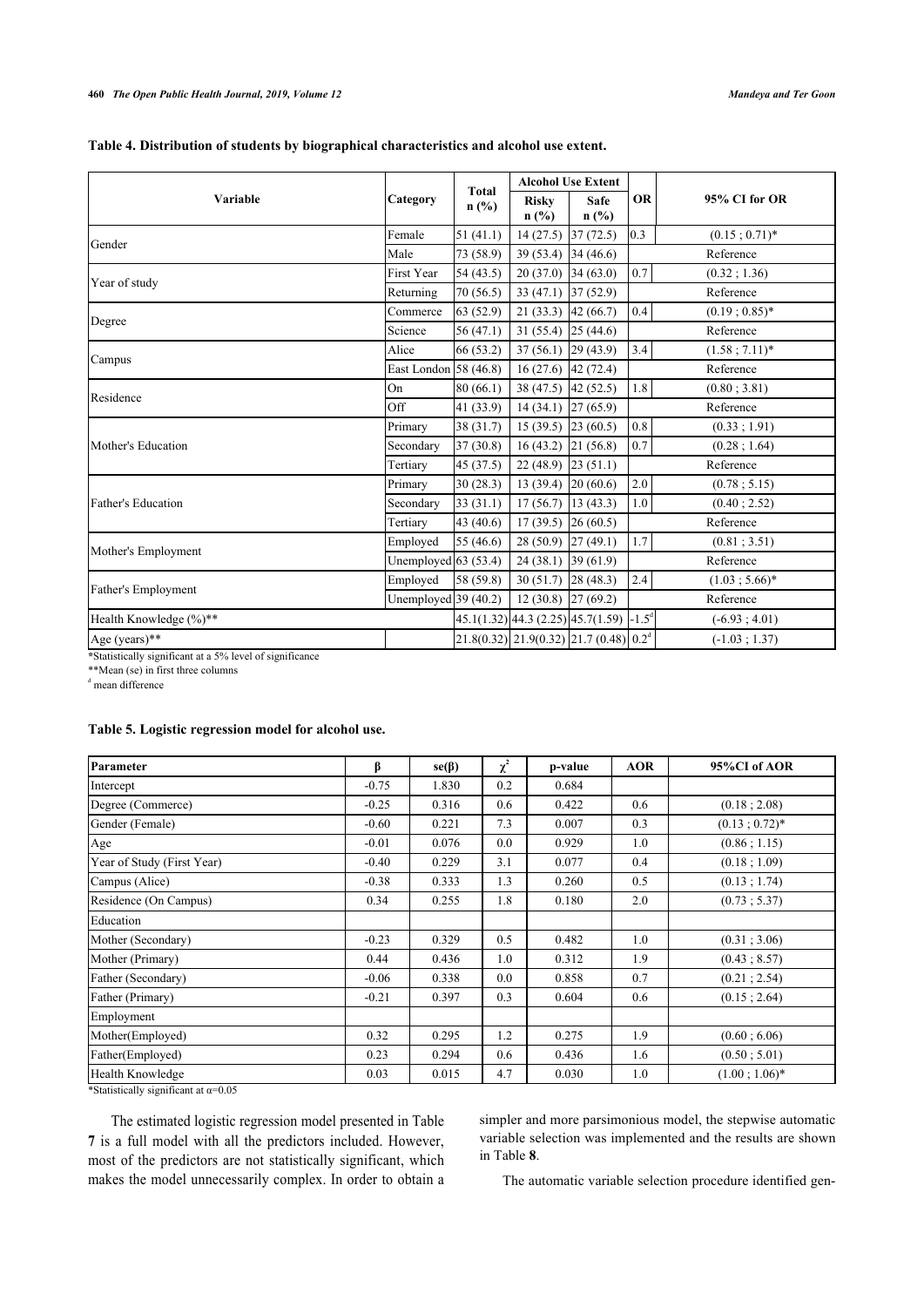**Table 4. Distribution of students by biographical characteristics and alcohol use extent.**

| Variable | Category | Total n (%) | Alcohol Use Extent | | OR | 95% CI for OR |
|---|---|---|---|---|---|---|
| | | | Risky n (%) | Safe n (%) | | |
| Gender | Female | 51 (41.1) | 14 (27.5) | 37 (72.5) | 0.3 | (0.15 ; 0.71)* |
| | Male | 73 (58.9) | 39 (53.4) | 34 (46.6) | | Reference |
| Year of study | First Year | 54 (43.5) | 20 (37.0) | 34 (63.0) | 0.7 | (0.32 ; 1.36) |
| | Returning | 70 (56.5) | 33 (47.1) | 37 (52.9) | | Reference |
| Degree | Commerce | 63 (52.9) | 21 (33.3) | 42 (66.7) | 0.4 | (0.19 ; 0.85)* |
| | Science | 56 (47.1) | 31 (55.4) | 25 (44.6) | | Reference |
| Campus | Alice | 66 (53.2) | 37 (56.1) | 29 (43.9) | 3.4 | (1.58 ; 7.11)* |
| | East London | 58 (46.8) | 16 (27.6) | 42 (72.4) | | Reference |
| Residence | On | 80 (66.1) | 38 (47.5) | 42 (52.5) | 1.8 | (0.80 ; 3.81) |
| | Off | 41 (33.9) | 14 (34.1) | 27 (65.9) | | Reference |
| Mother's Education | Primary | 38 (31.7) | 15 (39.5) | 23 (60.5) | 0.8 | (0.33 ; 1.91) |
| | Secondary | 37 (30.8) | 16 (43.2) | 21 (56.8) | 0.7 | (0.28 ; 1.64) |
| | Tertiary | 45 (37.5) | 22 (48.9) | 23 (51.1) | | Reference |
| Father's Education | Primary | 30 (28.3) | 13 (39.4) | 20 (60.6) | 2.0 | (0.78 ; 5.15) |
| | Secondary | 33 (31.1) | 17 (56.7) | 13 (43.3) | 1.0 | (0.40 ; 2.52) |
| | Tertiary | 43 (40.6) | 17 (39.5) | 26 (60.5) | | Reference |
| Mother's Employment | Employed | 55 (46.6) | 28 (50.9) | 27 (49.1) | 1.7 | (0.81 ; 3.51) |
| | Unemployed | 63 (53.4) | 24 (38.1) | 39 (61.9) | | Reference |
| Father's Employment | Employed | 58 (59.8) | 30 (51.7) | 28 (48.3) | 2.4 | (1.03 ; 5.66)* |
| | Unemployed | 39 (40.2) | 12 (30.8) | 27 (69.2) | | Reference |
| Health Knowledge (%)** | | 45.1(1.32) | 44.3 (2.25) | 45.7(1.59) | -1.5[d] | (-6.93 ; 4.01) |
| Age (years)** | | 21.8(0.32) | 21.9(0.32) | 21.7 (0.48) | 0.2[d] | (-1.03 ; 1.37) |

*Statistically significant at a 5% level of significance
**Mean (se) in first three columns
[d] mean difference

**Table 5. Logistic regression model for alcohol use.**

| Parameter | β | se(β) | $\chi^2$ | p-value | AOR | 95%CI of AOR |
|---|---|---|---|---|---|---|
| Intercept | -0.75 | 1.830 | 0.2 | 0.684 | | |
| Degree (Commerce) | -0.25 | 0.316 | 0.6 | 0.422 | 0.6 | (0.18 ; 2.08) |
| Gender (Female) | -0.60 | 0.221 | 7.3 | 0.007 | 0.3 | (0.13 ; 0.72)* |
| Age | -0.01 | 0.076 | 0.0 | 0.929 | 1.0 | (0.86 ; 1.15) |
| Year of Study (First Year) | -0.40 | 0.229 | 3.1 | 0.077 | 0.4 | (0.18 ; 1.09) |
| Campus (Alice) | -0.38 | 0.333 | 1.3 | 0.260 | 0.5 | (0.13 ; 1.74) |
| Residence (On Campus) | 0.34 | 0.255 | 1.8 | 0.180 | 2.0 | (0.73 ; 5.37) |
| Education | | | | | | |
| Mother (Secondary) | -0.23 | 0.329 | 0.5 | 0.482 | 1.0 | (0.31 ; 3.06) |
| Mother (Primary) | 0.44 | 0.436 | 1.0 | 0.312 | 1.9 | (0.43 ; 8.57) |
| Father (Secondary) | -0.06 | 0.338 | 0.0 | 0.858 | 0.7 | (0.21 ; 2.54) |
| Father (Primary) | -0.21 | 0.397 | 0.3 | 0.604 | 0.6 | (0.15 ; 2.64) |
| Employment | | | | | | |
| Mother(Employed) | 0.32 | 0.295 | 1.2 | 0.275 | 1.9 | (0.60 ; 6.06) |
| Father(Employed) | 0.23 | 0.294 | 0.6 | 0.436 | 1.6 | (0.50 ; 5.01) |
| Health Knowledge | 0.03 | 0.015 | 4.7 | 0.030 | 1.0 | (1.00 ; 1.06)* |

*Statistically significant at $\alpha$=0.05

The estimated logistic regression model presented in Table **7** is a full model with all the predictors included. However, most of the predictors are not statistically significant, which makes the model unnecessarily complex. In order to obtain a simpler and more parsimonious model, the stepwise automatic variable selection was implemented and the results are shown in Table **8**.

The automatic variable selection procedure identified gen-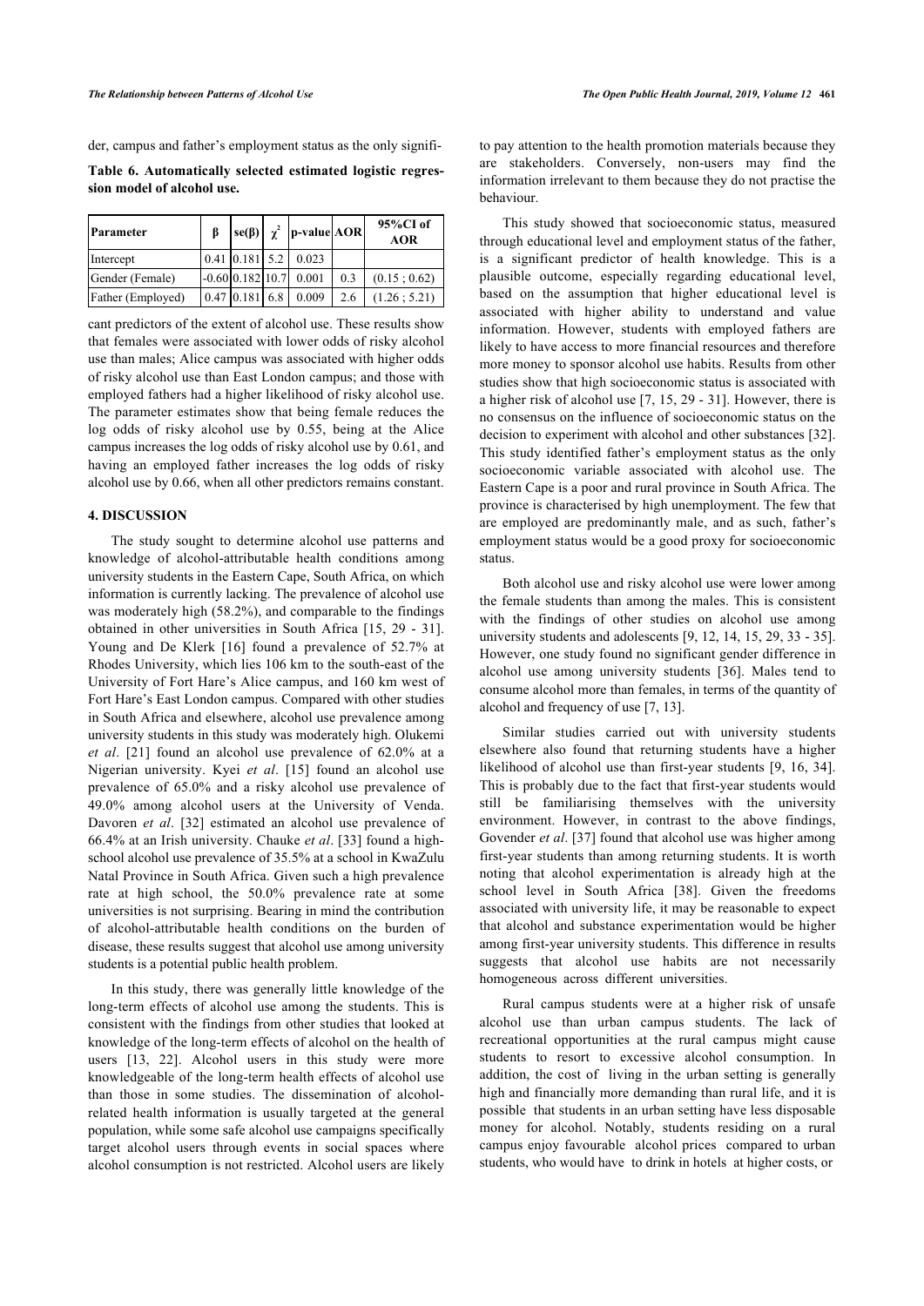der, campus and father's employment status as the only signifi-

**Table 6. Automatically selected estimated logistic regression model of alcohol use.**

| Parameter | β | se(β) | $\chi^2$ | p-value | AOR | 95%CI of AOR |
|---|---|---|---|---|---|---|
| Intercept | 0.41 | 0.181 | 5.2 | 0.023 | | |
| Gender (Female) | -0.60 | 0.182 | 10.7 | 0.001 | 0.3 | (0.15 ; 0.62) |
| Father (Employed) | 0.47 | 0.181 | 6.8 | 0.009 | 2.6 | (1.26 ; 5.21) |

cant predictors of the extent of alcohol use. These results show that females were associated with lower odds of risky alcohol use than males; Alice campus was associated with higher odds of risky alcohol use than East London campus; and those with employed fathers had a higher likelihood of risky alcohol use. The parameter estimates show that being female reduces the log odds of risky alcohol use by 0.55, being at the Alice campus increases the log odds of risky alcohol use by 0.61, and having an employed father increases the log odds of risky alcohol use by 0.66, when all other predictors remains constant.

## 4. DISCUSSION

The study sought to determine alcohol use patterns and knowledge of alcohol-attributable health conditions among university students in the Eastern Cape, South Africa, on which information is currently lacking. The prevalence of alcohol use was moderately high (58.2%), and comparable to the findings obtained in other universities in South Africa [15, 29 - 31]. Young and De Klerk [16] found a prevalence of 52.7% at Rhodes University, which lies 106 km to the south-east of the University of Fort Hare's Alice campus, and 160 km west of Fort Hare's East London campus. Compared with other studies in South Africa and elsewhere, alcohol use prevalence among university students in this study was moderately high. Olukemi *et al*. [21] found an alcohol use prevalence of 62.0% at a Nigerian university. Kyei *et al*. [15] found an alcohol use prevalence of 65.0% and a risky alcohol use prevalence of 49.0% among alcohol users at the University of Venda. Davoren *et al*. [32] estimated an alcohol use prevalence of 66.4% at an Irish university. Chauke *et al*. [33] found a high-school alcohol use prevalence of 35.5% at a school in KwaZulu Natal Province in South Africa. Given such a high prevalence rate at high school, the 50.0% prevalence rate at some universities is not surprising. Bearing in mind the contribution of alcohol-attributable health conditions on the burden of disease, these results suggest that alcohol use among university students is a potential public health problem.

In this study, there was generally little knowledge of the long-term effects of alcohol use among the students. This is consistent with the findings from other studies that looked at knowledge of the long-term effects of alcohol on the health of users [13, 22]. Alcohol users in this study were more knowledgeable of the long-term health effects of alcohol use than those in some studies. The dissemination of alcohol-related health information is usually targeted at the general population, while some safe alcohol use campaigns specifically target alcohol users through events in social spaces where alcohol consumption is not restricted. Alcohol users are likely to pay attention to the health promotion materials because they are stakeholders. Conversely, non-users may find the information irrelevant to them because they do not practise the behaviour.

This study showed that socioeconomic status, measured through educational level and employment status of the father, is a significant predictor of health knowledge. This is a plausible outcome, especially regarding educational level, based on the assumption that higher educational level is associated with higher ability to understand and value information. However, students with employed fathers are likely to have access to more financial resources and therefore more money to sponsor alcohol use habits. Results from other studies show that high socioeconomic status is associated with a higher risk of alcohol use [7, 15, 29 - 31]. However, there is no consensus on the influence of socioeconomic status on the decision to experiment with alcohol and other substances [32]. This study identified father's employment status as the only socioeconomic variable associated with alcohol use. The Eastern Cape is a poor and rural province in South Africa. The province is characterised by high unemployment. The few that are employed are predominantly male, and as such, father's employment status would be a good proxy for socioeconomic status.

Both alcohol use and risky alcohol use were lower among the female students than among the males. This is consistent with the findings of other studies on alcohol use among university students and adolescents [9, 12, 14, 15, 29, 33 - 35]. However, one study found no significant gender difference in alcohol use among university students [36]. Males tend to consume alcohol more than females, in terms of the quantity of alcohol and frequency of use [7, 13].

Similar studies carried out with university students elsewhere also found that returning students have a higher likelihood of alcohol use than first-year students [9, 16, 34]. This is probably due to the fact that first-year students would still be familiarising themselves with the university environment. However, in contrast to the above findings, Govender *et al*. [37] found that alcohol use was higher among first-year students than among returning students. It is worth noting that alcohol experimentation is already high at the school level in South Africa [38]. Given the freedoms associated with university life, it may be reasonable to expect that alcohol and substance experimentation would be higher among first-year university students. This difference in results suggests that alcohol use habits are not necessarily homogeneous across different universities.

Rural campus students were at a higher risk of unsafe alcohol use than urban campus students. The lack of recreational opportunities at the rural campus might cause students to resort to excessive alcohol consumption. In addition, the cost of living in the urban setting is generally high and financially more demanding than rural life, and it is possible that students in an urban setting have less disposable money for alcohol. Notably, students residing on a rural campus enjoy favourable alcohol prices compared to urban students, who would have to drink in hotels at higher costs, or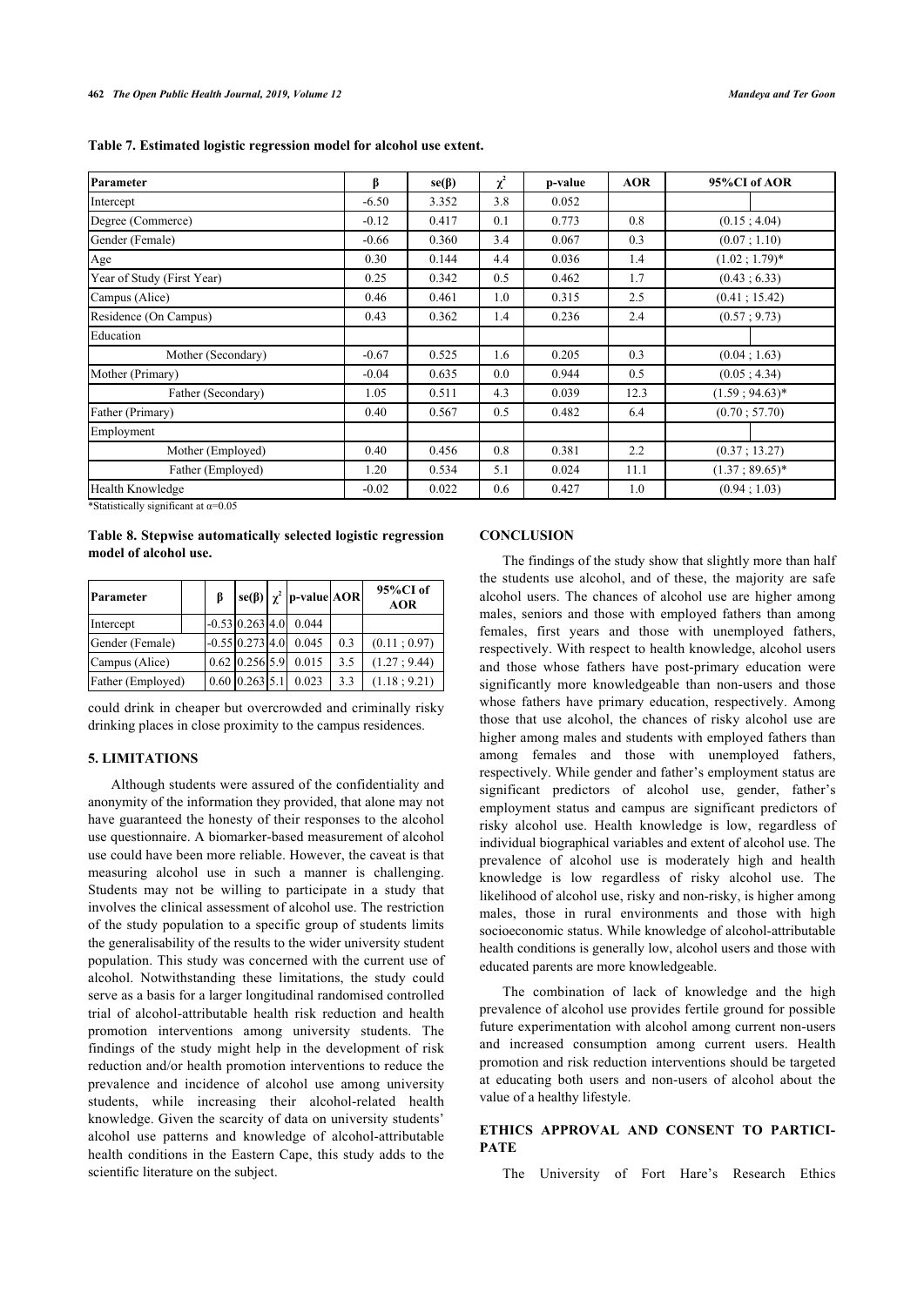**Table 7. Estimated logistic regression model for alcohol use extent.**

| Parameter | β | se(β) | $\chi^2$ | p-value | AOR | 95%CI of AOR |
|---|---|---|---|---|---|---|
| Intercept | -6.50 | 3.352 | 3.8 | 0.052 | | |
| Degree (Commerce) | -0.12 | 0.417 | 0.1 | 0.773 | 0.8 | (0.15 ; 4.04) |
| Gender (Female) | -0.66 | 0.360 | 3.4 | 0.067 | 0.3 | (0.07 ; 1.10) |
| Age | 0.30 | 0.144 | 4.4 | 0.036 | 1.4 | (1.02 ; 1.79)* |
| Year of Study (First Year) | 0.25 | 0.342 | 0.5 | 0.462 | 1.7 | (0.43 ; 6.33) |
| Campus (Alice) | 0.46 | 0.461 | 1.0 | 0.315 | 2.5 | (0.41 ; 15.42) |
| Residence (On Campus) | 0.43 | 0.362 | 1.4 | 0.236 | 2.4 | (0.57 ; 9.73) |
| Education | | | | | | |
| Mother (Secondary) | -0.67 | 0.525 | 1.6 | 0.205 | 0.3 | (0.04 ; 1.63) |
| Mother (Primary) | -0.04 | 0.635 | 0.0 | 0.944 | 0.5 | (0.05 ; 4.34) |
| Father (Secondary) | 1.05 | 0.511 | 4.3 | 0.039 | 12.3 | (1.59 ; 94.63)* |
| Father (Primary) | 0.40 | 0.567 | 0.5 | 0.482 | 6.4 | (0.70 ; 57.70) |
| Employment | | | | | | |
| Mother (Employed) | 0.40 | 0.456 | 0.8 | 0.381 | 2.2 | (0.37 ; 13.27) |
| Father (Employed) | 1.20 | 0.534 | 5.1 | 0.024 | 11.1 | (1.37 ; 89.65)* |
| Health Knowledge | -0.02 | 0.022 | 0.6 | 0.427 | 1.0 | (0.94 ; 1.03) |

*Statistically significant at α=0.05

**Table 8. Stepwise automatically selected logistic regression model of alcohol use.**

| Parameter | β | se(β) | $\chi^2$ | p-value | AOR | 95%CI of AOR |
|---|---|---|---|---|---|---|
| Intercept | -0.53 | 0.263 | 4.0 | 0.044 | | |
| Gender (Female) | -0.55 | 0.273 | 4.0 | 0.045 | 0.3 | (0.11 ; 0.97) |
| Campus (Alice) | 0.62 | 0.256 | 5.9 | 0.015 | 3.5 | (1.27 ; 9.44) |
| Father (Employed) | 0.60 | 0.263 | 5.1 | 0.023 | 3.3 | (1.18 ; 9.21) |

could drink in cheaper but overcrowded and criminally risky drinking places in close proximity to the campus residences.

## 5. LIMITATIONS

Although students were assured of the confidentiality and anonymity of the information they provided, that alone may not have guaranteed the honesty of their responses to the alcohol use questionnaire. A biomarker-based measurement of alcohol use could have been more reliable. However, the caveat is that measuring alcohol use in such a manner is challenging. Students may not be willing to participate in a study that involves the clinical assessment of alcohol use. The restriction of the study population to a specific group of students limits the generalisability of the results to the wider university student population. This study was concerned with the current use of alcohol. Notwithstanding these limitations, the study could serve as a basis for a larger longitudinal randomised controlled trial of alcohol-attributable health risk reduction and health promotion interventions among university students. The findings of the study might help in the development of risk reduction and/or health promotion interventions to reduce the prevalence and incidence of alcohol use among university students, while increasing their alcohol-related health knowledge. Given the scarcity of data on university students' alcohol use patterns and knowledge of alcohol-attributable health conditions in the Eastern Cape, this study adds to the scientific literature on the subject.

## CONCLUSION

The findings of the study show that slightly more than half the students use alcohol, and of these, the majority are safe alcohol users. The chances of alcohol use are higher among males, seniors and those with employed fathers than among females, first years and those with unemployed fathers, respectively. With respect to health knowledge, alcohol users and those whose fathers have post-primary education were significantly more knowledgeable than non-users and those whose fathers have primary education, respectively. Among those that use alcohol, the chances of risky alcohol use are higher among males and students with employed fathers than among females and those with unemployed fathers, respectively. While gender and father's employment status are significant predictors of alcohol use, gender, father's employment status and campus are significant predictors of risky alcohol use. Health knowledge is low, regardless of individual biographical variables and extent of alcohol use. The prevalence of alcohol use is moderately high and health knowledge is low regardless of risky alcohol use. The likelihood of alcohol use, risky and non-risky, is higher among males, those in rural environments and those with high socioeconomic status. While knowledge of alcohol-attributable health conditions is generally low, alcohol users and those with educated parents are more knowledgeable.

The combination of lack of knowledge and the high prevalence of alcohol use provides fertile ground for possible future experimentation with alcohol among current non-users and increased consumption among current users. Health promotion and risk reduction interventions should be targeted at educating both users and non-users of alcohol about the value of a healthy lifestyle.

## ETHICS APPROVAL AND CONSENT TO PARTICIPATE

The University of Fort Hare's Research Ethics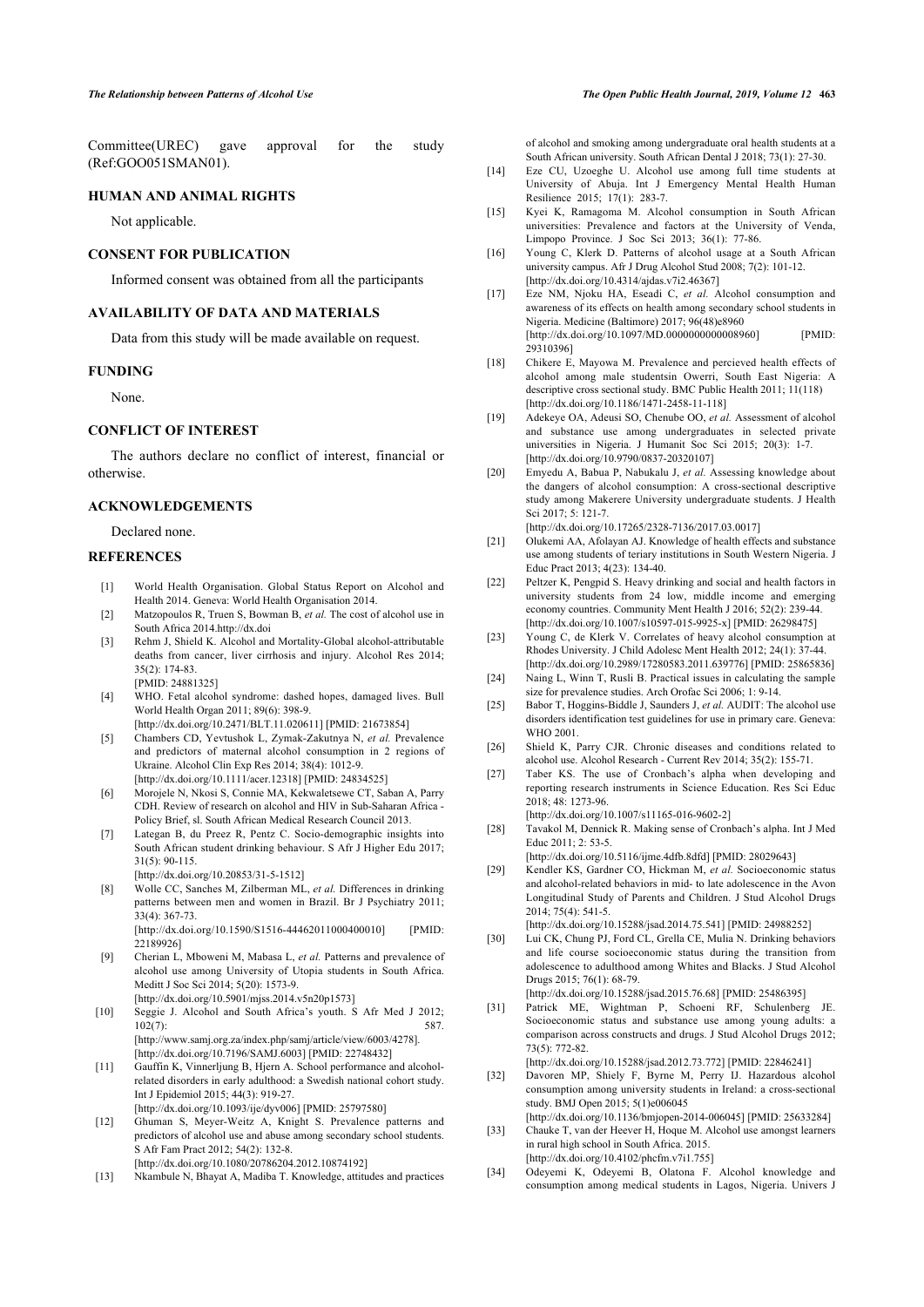Committee(UREC) gave approval for the study (Ref:GOO051SMAN01).

## HUMAN AND ANIMAL RIGHTS

Not applicable.

## CONSENT FOR PUBLICATION

Informed consent was obtained from all the participants

## AVAILABILITY OF DATA AND MATERIALS

Data from this study will be made available on request.

## FUNDING

None.

## CONFLICT OF INTEREST

The authors declare no conflict of interest, financial or otherwise.

## ACKNOWLEDGEMENTS

Declared none.

## REFERENCES

[1] World Health Organisation. Global Status Report on Alcohol and Health 2014. Geneva: World Health Organisation 2014.

[2] Matzopoulos R, Truen S, Bowman B, *et al.* The cost of alcohol use in South Africa 2014.http://dx.doi

[3] Rehm J, Shield K. Alcohol and Mortality-Global alcohol-attributable deaths from cancer, liver cirrhosis and injury. Alcohol Res 2014; 35(2): 174-83. [PMID: 24881325]

[4] WHO. Fetal alcohol syndrome: dashed hopes, damaged lives. Bull World Health Organ 2011; 89(6): 398-9. [http://dx.doi.org/10.2471/BLT.11.020611] [PMID: 21673854]

[5] Chambers CD, Yevtushok L, Zymak-Zakutnya N, *et al.* Prevalence and predictors of maternal alcohol consumption in 2 regions of Ukraine. Alcohol Clin Exp Res 2014; 38(4): 1012-9. [http://dx.doi.org/10.1111/acer.12318] [PMID: 24834525]

[6] Morojele N, Nkosi S, Connie MA, Kekwaletsewe CT, Saban A, Parry CDH. Review of research on alcohol and HIV in Sub-Saharan Africa - Policy Brief, sl. South African Medical Research Council 2013.

[7] Lategan B, du Preez R, Pentz C. Socio-demographic insights into South African student drinking behaviour. S Afr J Higher Edu 2017; 31(5): 90-115. [http://dx.doi.org/10.20853/31-5-1512]

[8] Wolle CC, Sanches M, Zilberman ML, *et al.* Differences in drinking patterns between men and women in Brazil. Br J Psychiatry 2011; 33(4): 367-73. [http://dx.doi.org/10.1590/S1516-44462011000400010] [PMID: 22189926]

[9] Cherian L, Mboweni M, Mabasa L, *et al.* Patterns and prevalence of alcohol use among University of Utopia students in South Africa. Meditt J Soc Sci 2014; 5(20): 1573-9. [http://dx.doi.org/10.5901/mjss.2014.v5n20p1573]

[10] Seggie J. Alcohol and South Africa's youth. S Afr Med J 2012; 102(7): 587. [http://www.samj.org.za/index.php/samj/article/view/6003/4278]. [http://dx.doi.org/10.7196/SAMJ.6003] [PMID: 22748432]

[11] Gauffin K, Vinnerljung B, Hjern A. School performance and alcohol-related disorders in early adulthood: a Swedish national cohort study. Int J Epidemiol 2015; 44(3): 919-27. [http://dx.doi.org/10.1093/ije/dyv006] [PMID: 25797580]

[12] Ghuman S, Meyer-Weitz A, Knight S. Prevalence patterns and predictors of alcohol use and abuse among secondary school students. S Afr Fam Pract 2012; 54(2): 132-8. [http://dx.doi.org/10.1080/20786204.2012.10874192]

[13] Nkambule N, Bhayat A, Madiba T. Knowledge, attitudes and practices of alcohol and smoking among undergraduate oral health students at a South African university. South African Dental J 2018; 73(1): 27-30.

[14] Eze CU, Uzoeghe U. Alcohol use among full time students at University of Abuja. Int J Emergency Mental Health Human Resilience 2015; 17(1): 283-7.

[15] Kyei K, Ramagoma M. Alcohol consumption in South African universities: Prevalence and factors at the University of Venda, Limpopo Province. J Soc Sci 2013; 36(1): 77-86.

[16] Young C, Klerk D. Patterns of alcohol usage at a South African university campus. Afr J Drug Alcohol Stud 2008; 7(2): 101-12. [http://dx.doi.org/10.4314/ajdas.v7i2.46367]

[17] Eze NM, Njoku HA, Eseadi C, *et al.* Alcohol consumption and awareness of its effects on health among secondary school students in Nigeria. Medicine (Baltimore) 2017; 96(48)e8960 [http://dx.doi.org/10.1097/MD.0000000000008960] [PMID: 29310396]

[18] Chikere E, Mayowa M. Prevalence and percieved health effects of alcohol among male studentsin Owerri, South East Nigeria: A descriptive cross sectional study. BMC Public Health 2011; 11(118) [http://dx.doi.org/10.1186/1471-2458-11-118]

[19] Adekeye OA, Adeusi SO, Chenube OO, *et al.* Assessment of alcohol and substance use among undergraduates in selected private universities in Nigeria. J Humanit Soc Sci 2015; 20(3): 1-7. [http://dx.doi.org/10.9790/0837-20320107]

[20] Emyedu A, Babua P, Nabukalu J, *et al.* Assessing knowledge about the dangers of alcohol consumption: A cross-sectional descriptive study among Makerere University undergraduate students. J Health Sci 2017; 5: 121-7. [http://dx.doi.org/10.17265/2328-7136/2017.03.0017]

[21] Olukemi AA, Afolayan AJ. Knowledge of health effects and substance use among students of teriary institutions in South Western Nigeria. J Educ Pract 2013; 4(23): 134-40.

[22] Peltzer K, Pengpid S. Heavy drinking and social and health factors in university students from 24 low, middle income and emerging economy countries. Community Ment Health J 2016; 52(2): 239-44. [http://dx.doi.org/10.1007/s10597-015-9925-x] [PMID: 26298475]

[23] Young C, de Klerk V. Correlates of heavy alcohol consumption at Rhodes University. J Child Adolesc Ment Health 2012; 24(1): 37-44. [http://dx.doi.org/10.2989/17280583.2011.639776] [PMID: 25865836]

[24] Naing L, Winn T, Rusli B. Practical issues in calculating the sample size for prevalence studies. Arch Orofac Sci 2006; 1: 9-14.

[25] Babor T, Hoggins-Biddle J, Saunders J, *et al.* AUDIT: The alcohol use disorders identification test guidelines for use in primary care. Geneva: WHO 2001.

[26] Shield K, Parry CJR. Chronic diseases and conditions related to alcohol use. Alcohol Research - Current Rev 2014; 35(2): 155-71.

[27] Taber KS. The use of Cronbach's alpha when developing and reporting research instruments in Science Education. Res Sci Educ 2018; 48: 1273-96. [http://dx.doi.org/10.1007/s11165-016-9602-2]

[28] Tavakol M, Dennick R. Making sense of Cronbach's alpha. Int J Med Educ 2011; 2: 53-5. [http://dx.doi.org/10.5116/ijme.4dfb.8dfd] [PMID: 28029643]

[29] Kendler KS, Gardner CO, Hickman M, *et al.* Socioeconomic status and alcohol-related behaviors in mid- to late adolescence in the Avon Longitudinal Study of Parents and Children. J Stud Alcohol Drugs 2014; 75(4): 541-5. [http://dx.doi.org/10.15288/jsad.2014.75.541] [PMID: 24988252]

[30] Lui CK, Chung PJ, Ford CL, Grella CE, Mulia N. Drinking behaviors and life course socioeconomic status during the transition from adolescence to adulthood among Whites and Blacks. J Stud Alcohol Drugs 2015; 76(1): 68-79. [http://dx.doi.org/10.15288/jsad.2015.76.68] [PMID: 25486395]

[31] Patrick ME, Wightman P, Schoeni RF, Schulenberg JE. Socioeconomic status and substance use among young adults: a comparison across constructs and drugs. J Stud Alcohol Drugs 2012; 73(5): 772-82. [http://dx.doi.org/10.15288/jsad.2012.73.772] [PMID: 22846241]

[32] Davoren MP, Shiely F, Byrne M, Perry IJ. Hazardous alcohol consumption among university students in Ireland: a cross-sectional study. BMJ Open 2015; 5(1)e006045 [http://dx.doi.org/10.1136/bmjopen-2014-006045] [PMID: 25633284]

[33] Chauke T, van der Heever H, Hoque M. Alcohol use amongst learners in rural high school in South Africa. 2015. [http://dx.doi.org/10.4102/phcfm.v7i1.755]

[34] Odeyemi K, Odeyemi B, Olatona F. Alcohol knowledge and consumption among medical students in Lagos, Nigeria. Univers J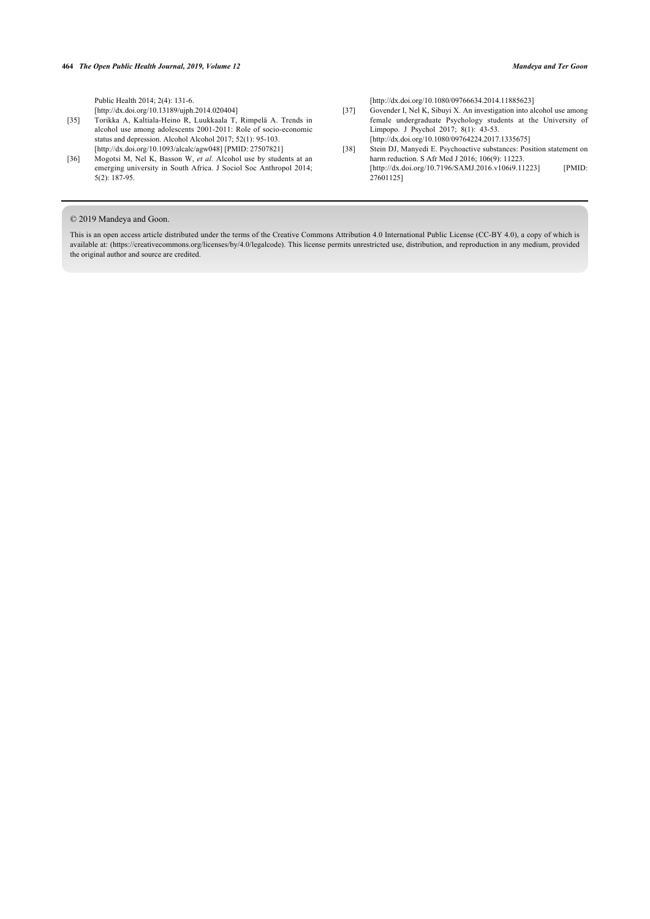Public Health 2014; 2(4): 131-6.
[http://dx.doi.org/10.13189/ujph.2014.020404]

[35] Torikka A, Kaltiala-Heino R, Luukkaala T, Rimpelä A. Trends in alcohol use among adolescents 2001-2011: Role of socio-economic status and depression. Alcohol Alcohol 2017; 52(1): 95-103.
[http://dx.doi.org/10.1093/alcalc/agw048] [PMID: 27507821]

[36] Mogotsi M, Nel K, Basson W, *et al.* Alcohol use by students at an emerging university in South Africa. J Sociol Soc Anthropol 2014; 5(2): 187-95.
[http://dx.doi.org/10.1080/09766634.2014.11885623]

[37] Govender I, Nel K, Sibuyi X. An investigation into alcohol use among female undergraduate Psychology students at the University of Limpopo. J Psychol 2017; 8(1): 43-53.
[http://dx.doi.org/10.1080/09764224.2017.1335675]

[38] Stein DJ, Manyedi E. Psychoactive substances: Position statement on harm reduction. S Afr Med J 2016; 106(9): 11223.
[http://dx.doi.org/10.7196/SAMJ.2016.v106i9.11223] [PMID: 27601125]

© 2019 Mandeya and Goon.

This is an open access article distributed under the terms of the Creative Commons Attribution 4.0 International Public License (CC-BY 4.0), a copy of which is available at: (https://creativecommons.org/licenses/by/4.0/legalcode). This license permits unrestricted use, distribution, and reproduction in any medium, provided the original author and source are credited.